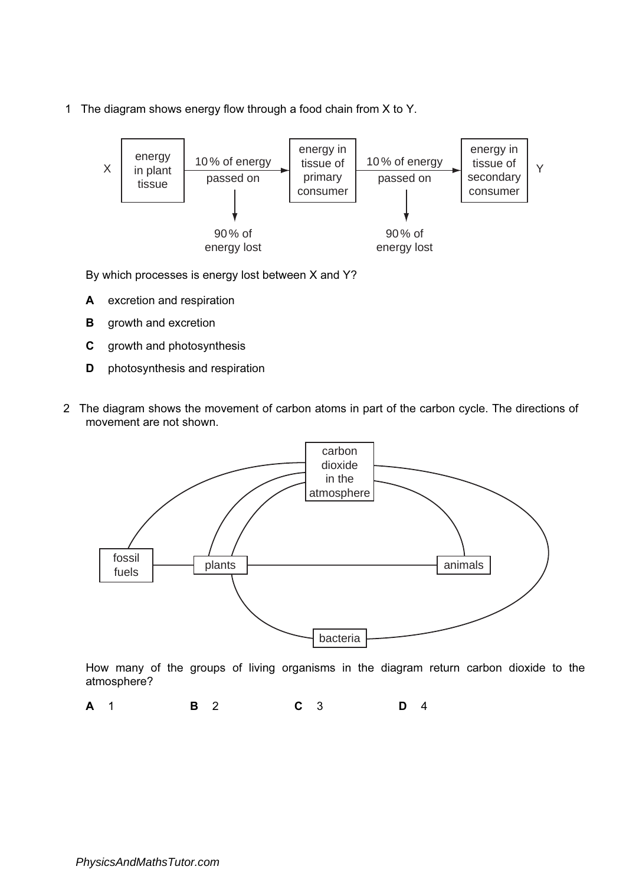1 The diagram shows energy flow through a food chain from X to Y.

X → energy in plant tissue → 10% of energy passed on → energy in tissue of primary consumer → 10% of energy passed on → energy in tissue of secondary consumer → Y

90% of energy lost (at each step)

By which processes is energy lost between X and Y?

**A** excretion and respiration

**B** growth and excretion

**C** growth and photosynthesis

**D** photosynthesis and respiration

2 The diagram shows the movement of carbon atoms in part of the carbon cycle. The directions of movement are not shown.

(Diagram labels: carbon dioxide in the atmosphere, fossil fuels, plants, animals, bacteria)

How many of the groups of living organisms in the diagram return carbon dioxide to the atmosphere?

**A** 1 **B** 2 **C** 3 **D** 4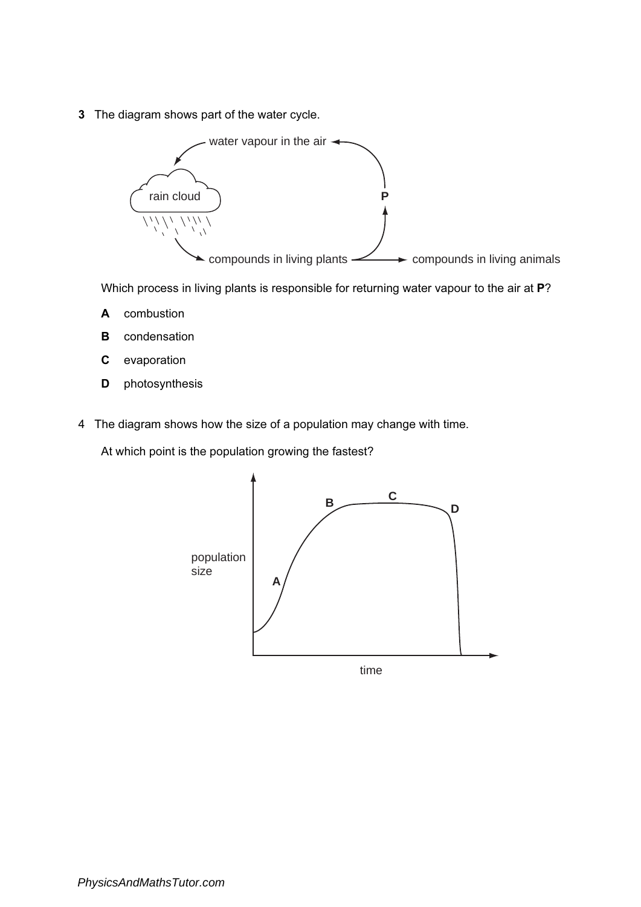**3** The diagram shows part of the water cycle.

water vapour in the air

rain cloud

P

compounds in living plants → compounds in living animals

Which process in living plants is responsible for returning water vapour to the air at **P**?

**A** combustion

**B** condensation

**C** evaporation

**D** photosynthesis

4 The diagram shows how the size of a population may change with time.

At which point is the population growing the fastest?

population size

time

A B C D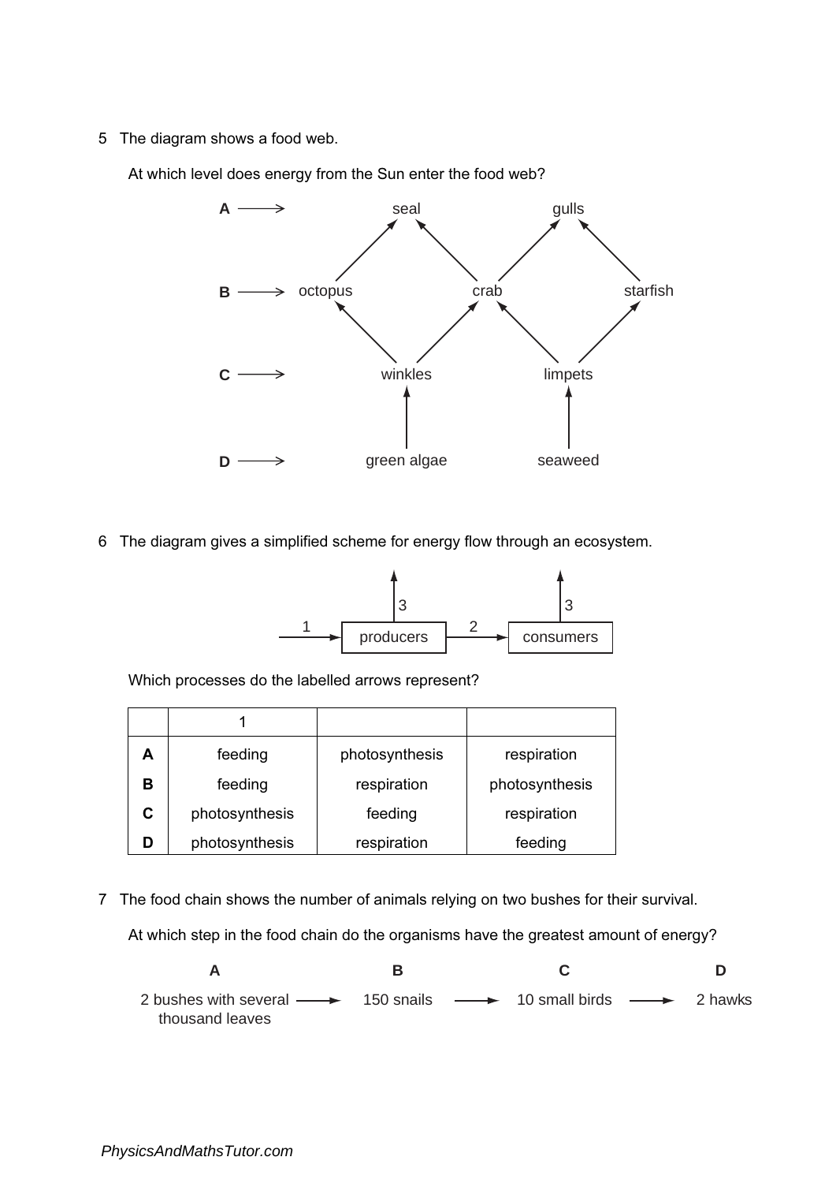5 The diagram shows a food web.

At which level does energy from the Sun enter the food web?

A ⟶ seal, gulls

B ⟶ octopus, crab, starfish

C ⟶ winkles, limpets

D ⟶ green algae, seaweed

6 The diagram gives a simplified scheme for energy flow through an ecosystem.

1 ⟶ producers ⟶ 2 ⟶ consumers (arrow 3 leaving producers and arrow 3 leaving consumers)

Which processes do the labelled arrows represent?

| | 1 | 2 | 3 |
|---|---|---|---|
| A | feeding | photosynthesis | respiration |
| B | feeding | respiration | photosynthesis |
| C | photosynthesis | feeding | respiration |
| D | photosynthesis | respiration | feeding |

7 The food chain shows the number of animals relying on two bushes for their survival.

At which step in the food chain do the organisms have the greatest amount of energy?

| A | | B | | C | | D |
|---|---|---|---|---|---|---|
| 2 bushes with several thousand leaves | ⟶ | 150 snails | ⟶ | 10 small birds | ⟶ | 2 hawks |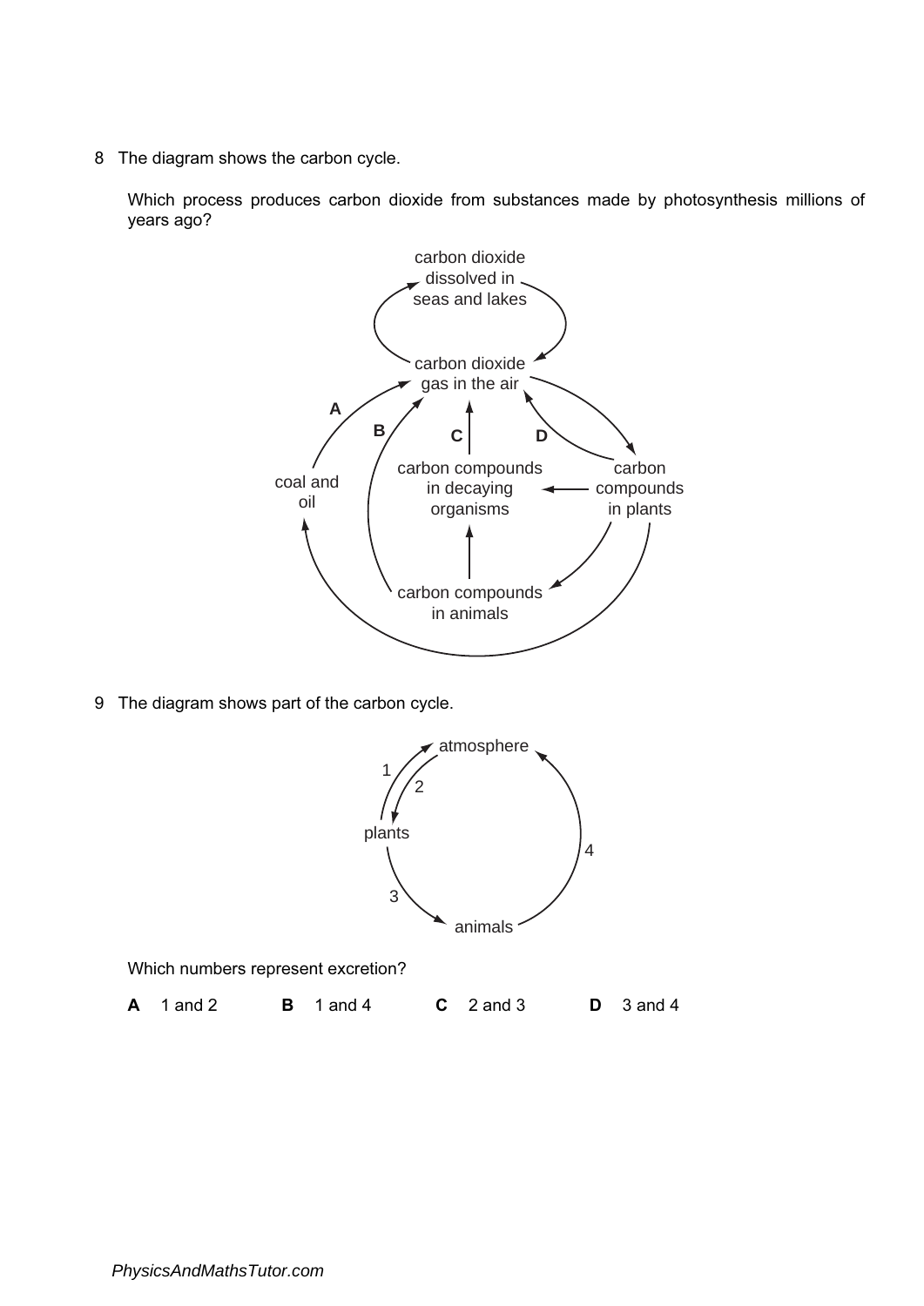8 The diagram shows the carbon cycle.

Which process produces carbon dioxide from substances made by photosynthesis millions of years ago?

9 The diagram shows part of the carbon cycle.

Which numbers represent excretion?

**A** 1 and 2 **B** 1 and 4 **C** 2 and 3 **D** 3 and 4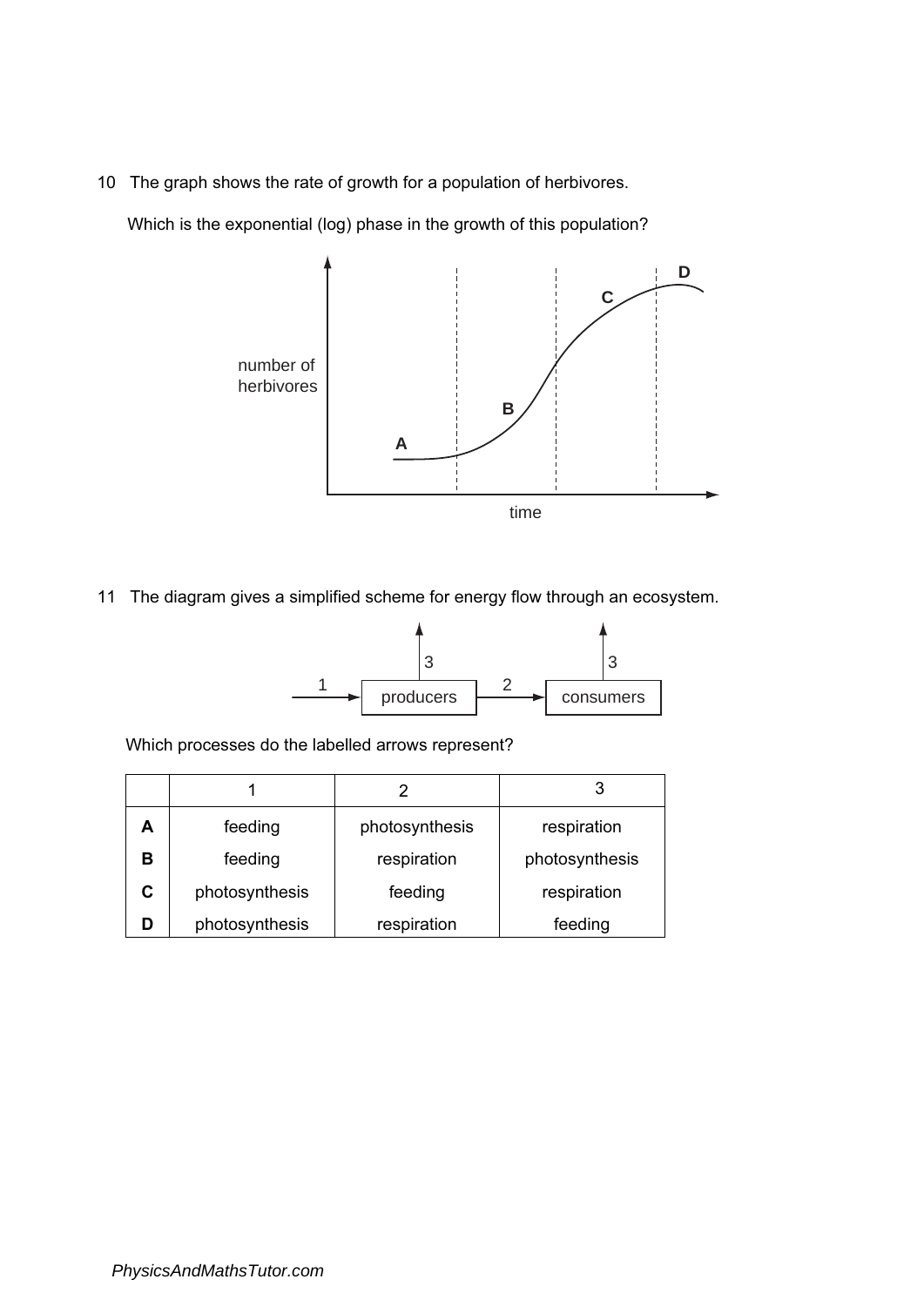10 The graph shows the rate of growth for a population of herbivores.

Which is the exponential (log) phase in the growth of this population?

11 The diagram gives a simplified scheme for energy flow through an ecosystem.

Which processes do the labelled arrows represent?

| | 1 | 2 | 3 |
|---|---|---|---|
| **A** | feeding | photosynthesis | respiration |
| **B** | feeding | respiration | photosynthesis |
| **C** | photosynthesis | feeding | respiration |
| **D** | photosynthesis | respiration | feeding |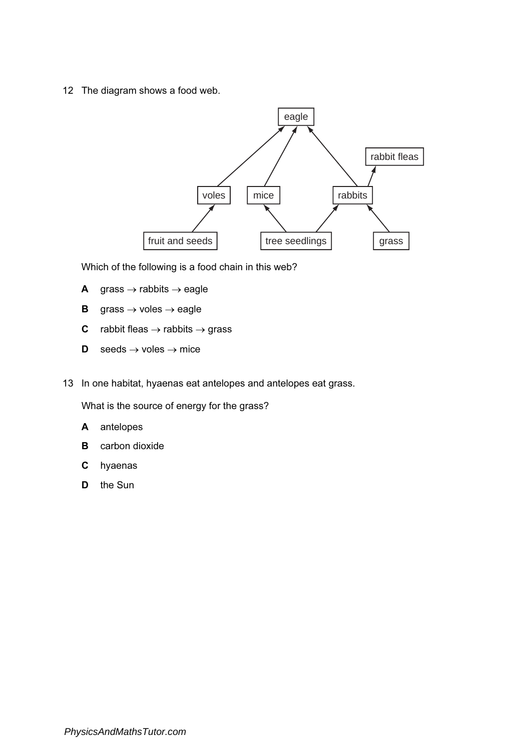12 The diagram shows a food web.

Which of the following is a food chain in this web?

**A** grass → rabbits → eagle

**B** grass → voles → eagle

**C** rabbit fleas → rabbits → grass

**D** seeds → voles → mice

13 In one habitat, hyaenas eat antelopes and antelopes eat grass.

What is the source of energy for the grass?

**A** antelopes

**B** carbon dioxide

**C** hyaenas

**D** the Sun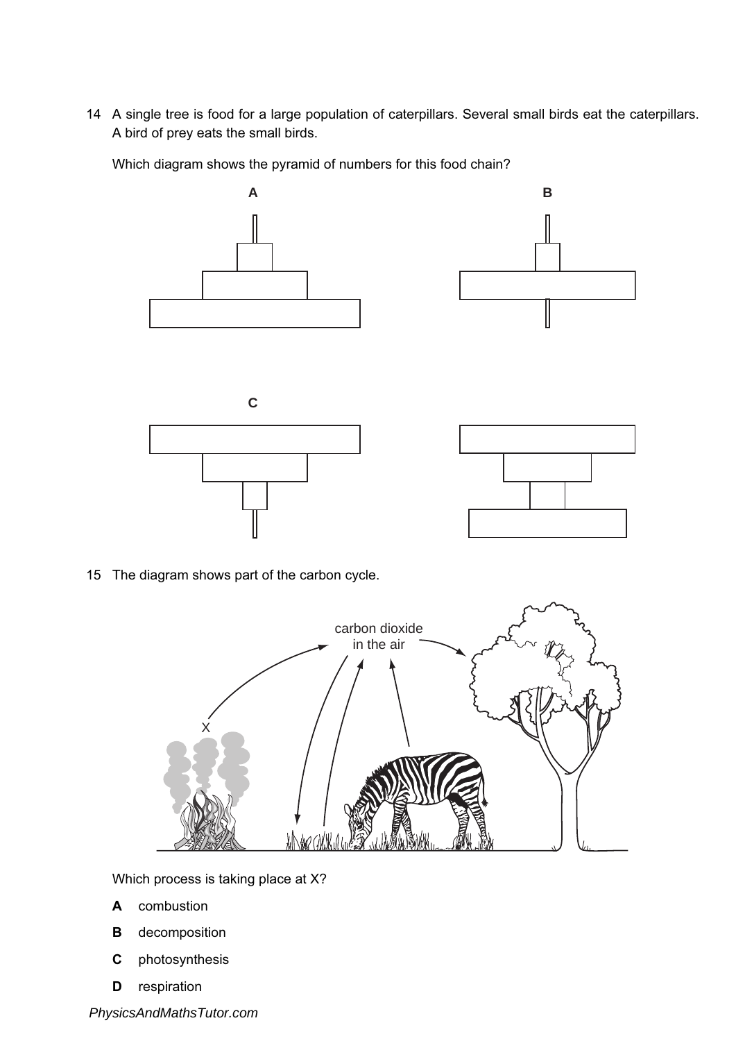14 A single tree is food for a large population of caterpillars. Several small birds eat the caterpillars. A bird of prey eats the small birds.

Which diagram shows the pyramid of numbers for this food chain?

**A**

**B**

**C**

**D**

15 The diagram shows part of the carbon cycle.

carbon dioxide in the air

X

Which process is taking place at X?

**A** combustion

**B** decomposition

**C** photosynthesis

**D** respiration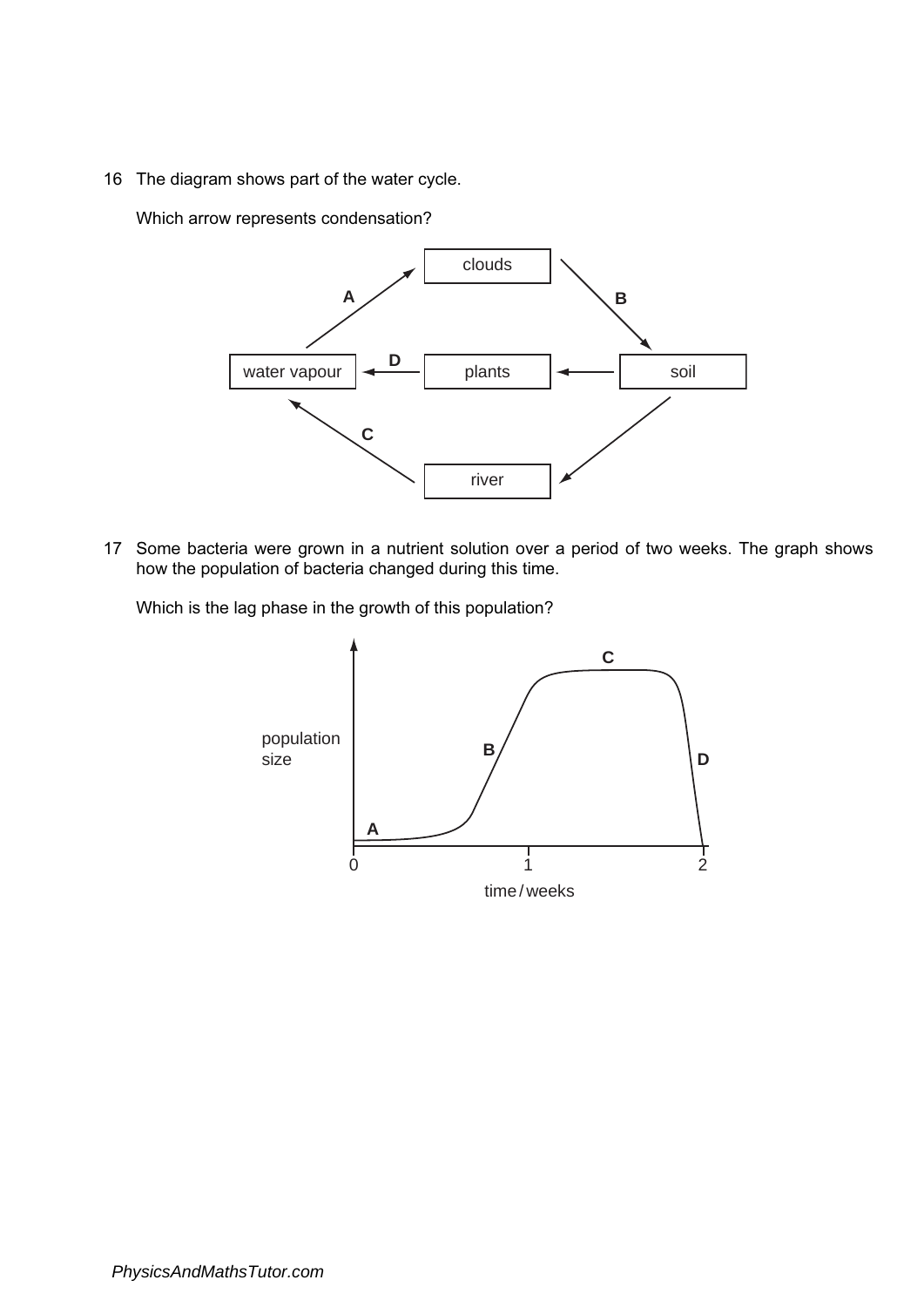16 The diagram shows part of the water cycle.

Which arrow represents condensation?

17 Some bacteria were grown in a nutrient solution over a period of two weeks. The graph shows how the population of bacteria changed during this time.

Which is the lag phase in the growth of this population?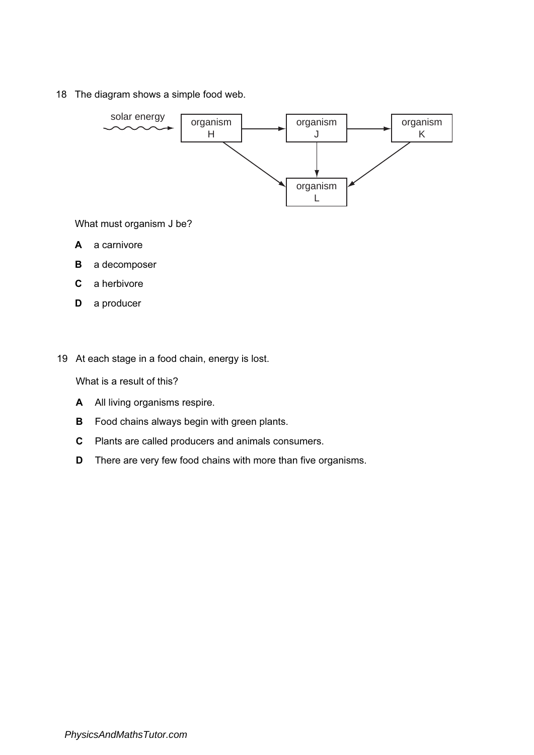18 The diagram shows a simple food web.

solar energy → organism H → organism J → organism K

organism H → organism L; organism J → organism L; organism K → organism L

What must organism J be?

**A** a carnivore

**B** a decomposer

**C** a herbivore

**D** a producer

19 At each stage in a food chain, energy is lost.

What is a result of this?

**A** All living organisms respire.

**B** Food chains always begin with green plants.

**C** Plants are called producers and animals consumers.

**D** There are very few food chains with more than five organisms.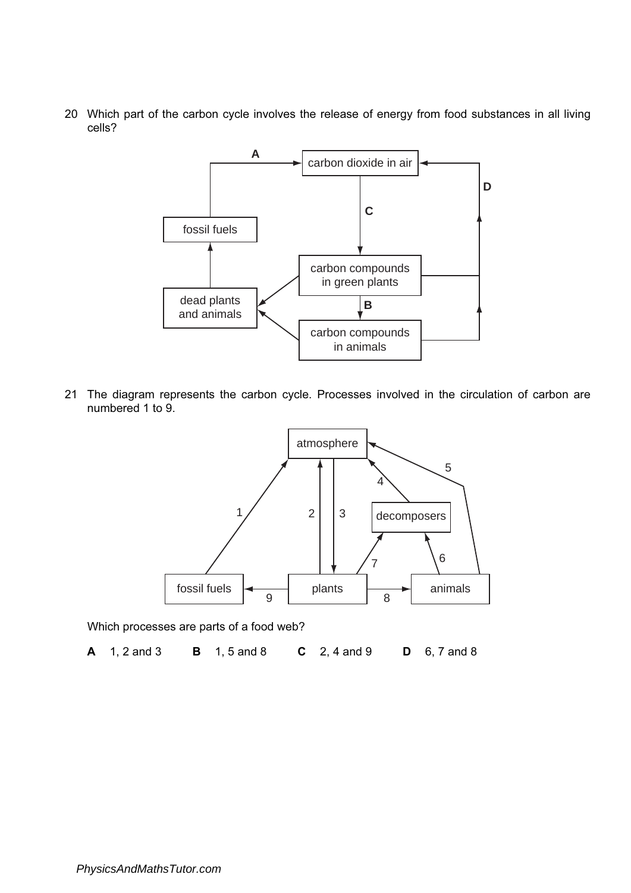20 Which part of the carbon cycle involves the release of energy from food substances in all living cells?

21 The diagram represents the carbon cycle. Processes involved in the circulation of carbon are numbered 1 to 9.

Which processes are parts of a food web?

**A** 1, 2 and 3 **B** 1, 5 and 8 **C** 2, 4 and 9 **D** 6, 7 and 8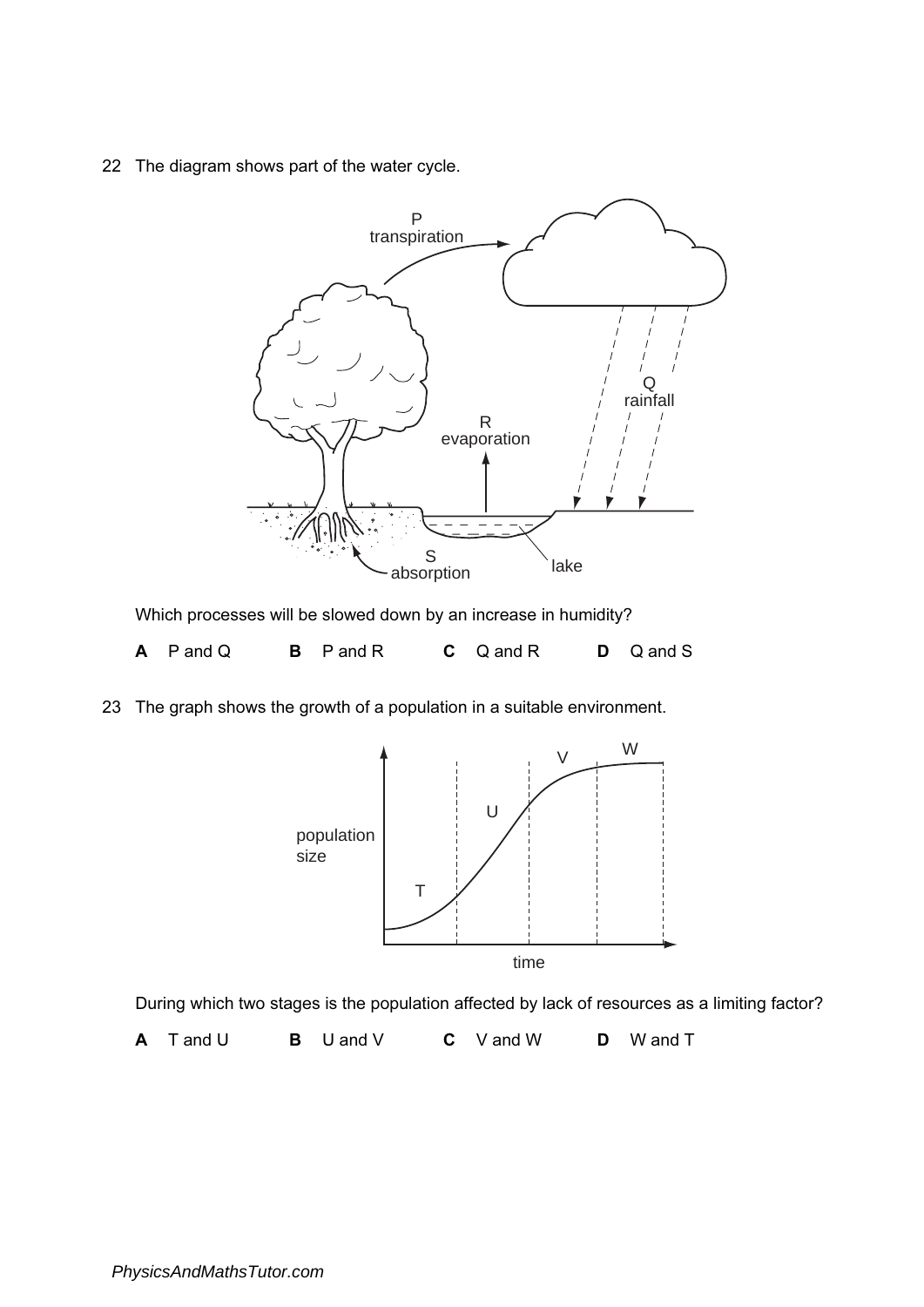22 The diagram shows part of the water cycle.

Which processes will be slowed down by an increase in humidity?

**A** P and Q **B** P and R **C** Q and R **D** Q and S

23 The graph shows the growth of a population in a suitable environment.

During which two stages is the population affected by lack of resources as a limiting factor?

**A** T and U **B** U and V **C** V and W **D** W and T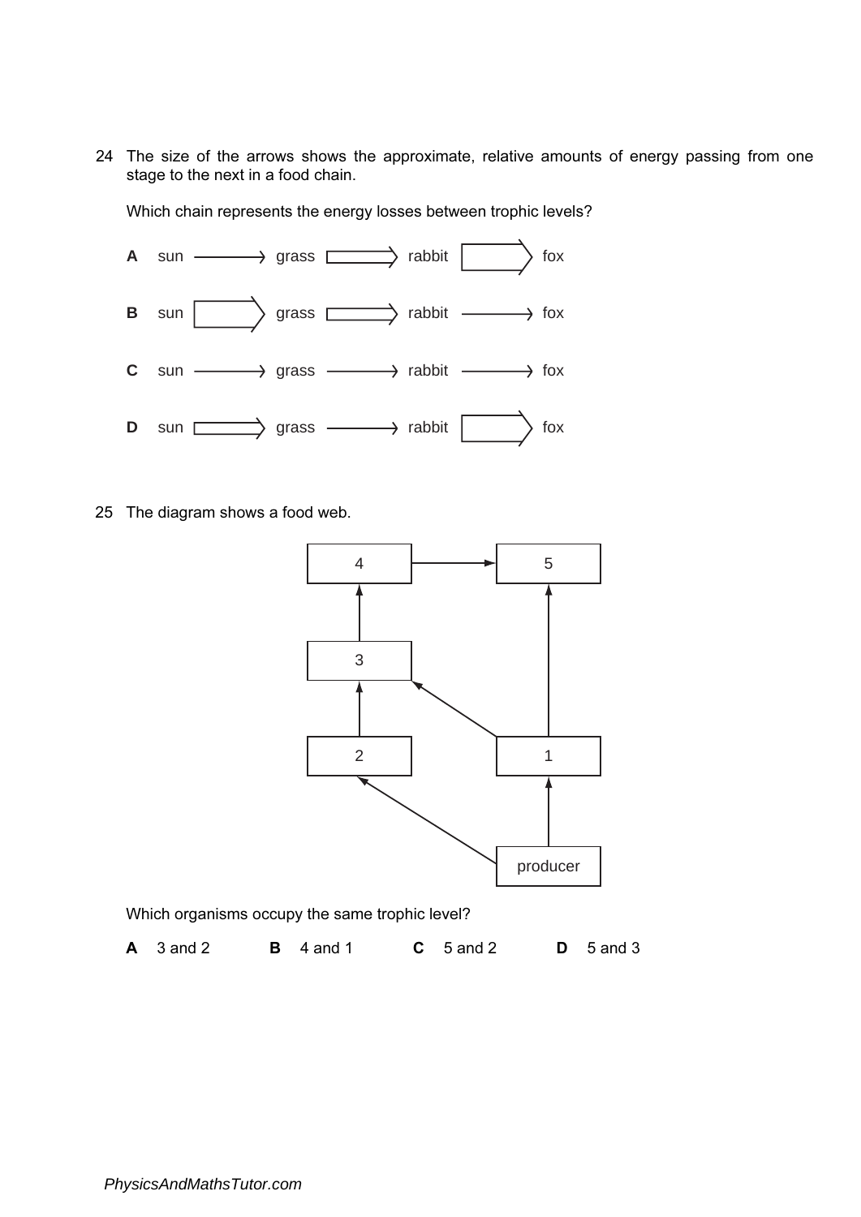24 The size of the arrows shows the approximate, relative amounts of energy passing from one stage to the next in a food chain.

Which chain represents the energy losses between trophic levels?

**A** sun ⟶ grass ⟹ rabbit ⟹ fox

**B** sun ⟹ grass ⟹ rabbit ⟶ fox

**C** sun ⟶ grass ⟶ rabbit ⟶ fox

**D** sun ⟹ grass ⟶ rabbit ⟹ fox

25 The diagram shows a food web.

```
  4 ──────► 5
  ▲         ▲
  │         │
  3         │
  ▲  ▲      │
  │    ╲    │
  2      ── 1
  ▲         ▲
    ╲       │
      ── producer
```

Which organisms occupy the same trophic level?

**A** 3 and 2 **B** 4 and 1 **C** 5 and 2 **D** 5 and 3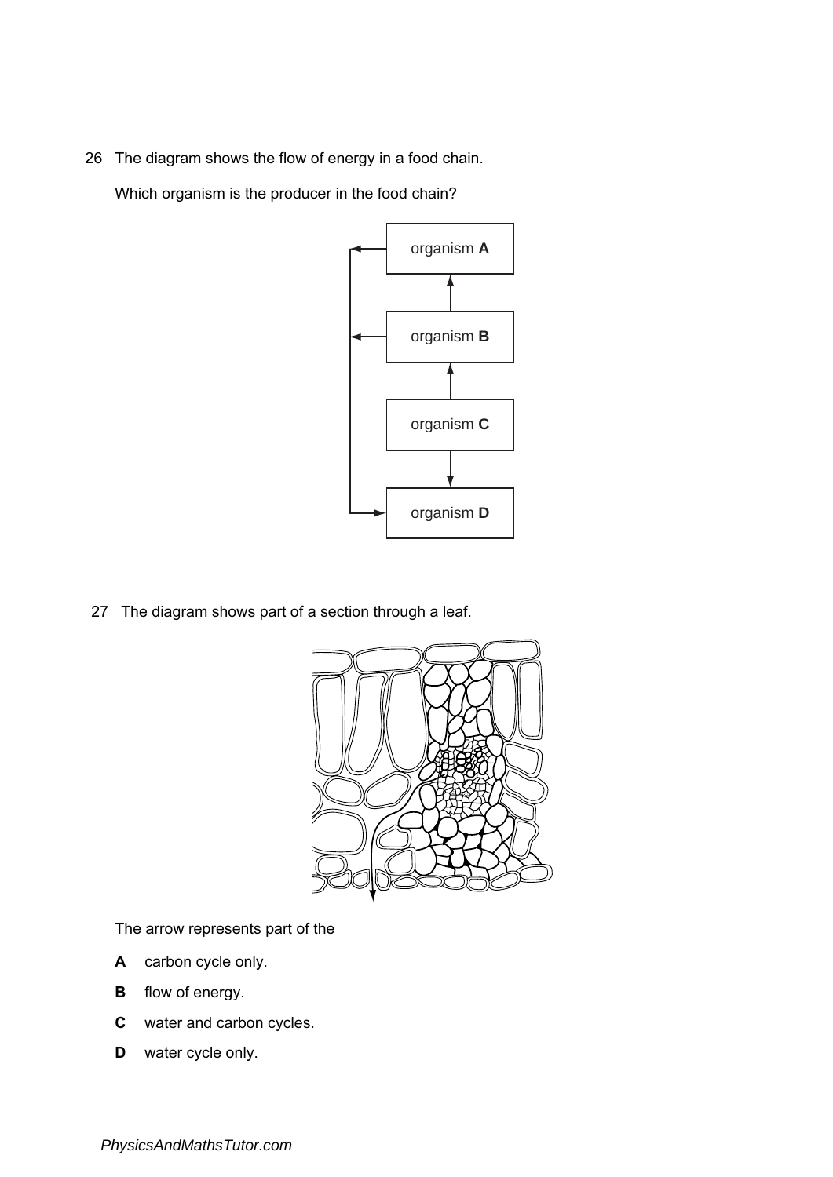26 The diagram shows the flow of energy in a food chain.

Which organism is the producer in the food chain?

organism **A**

organism **B**

organism **C**

organism **D**

27 The diagram shows part of a section through a leaf.

The arrow represents part of the

**A** carbon cycle only.

**B** flow of energy.

**C** water and carbon cycles.

**D** water cycle only.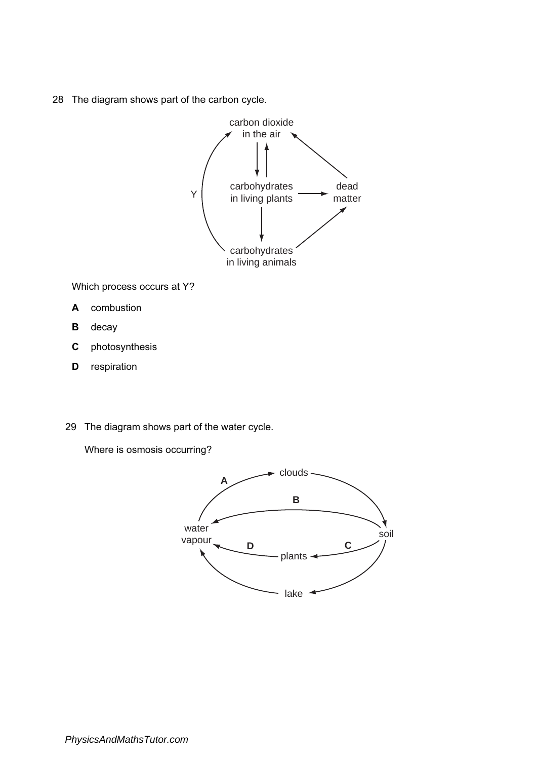28 The diagram shows part of the carbon cycle.

carbon dioxide in the air

carbohydrates in living plants

dead matter

carbohydrates in living animals

Y

Which process occurs at Y?

**A** combustion

**B** decay

**C** photosynthesis

**D** respiration

29 The diagram shows part of the water cycle.

Where is osmosis occurring?

clouds

water vapour

soil

plants

lake

**A**

**B**

**C**

**D**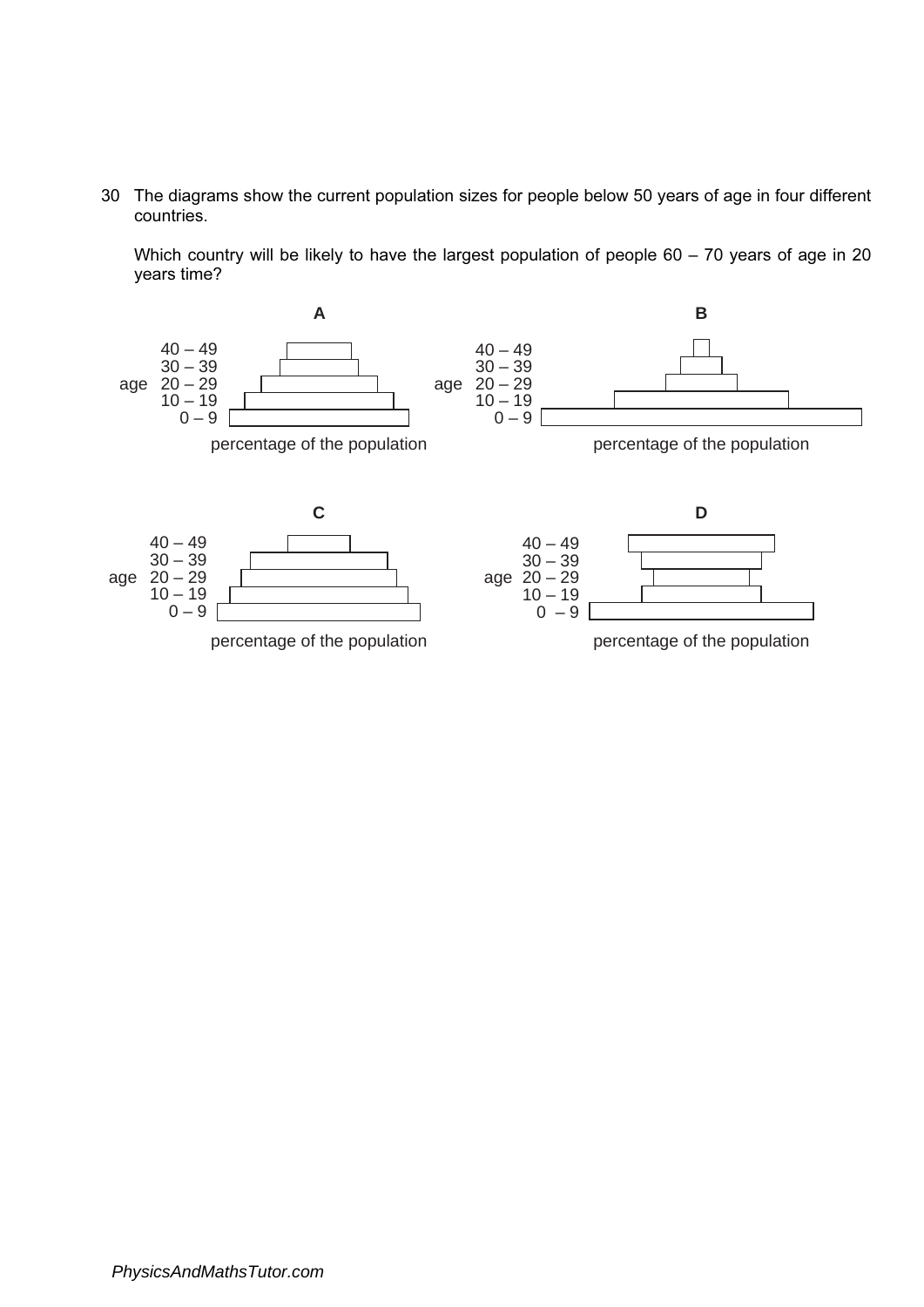30 The diagrams show the current population sizes for people below 50 years of age in four different countries.

Which country will be likely to have the largest population of people 60 – 70 years of age in 20 years time?

**A**

age: 40 – 49, 30 – 39, 20 – 29, 10 – 19, 0 – 9

percentage of the population

**B**

age: 40 – 49, 30 – 39, 20 – 29, 10 – 19, 0 – 9

percentage of the population

**C**

age: 40 – 49, 30 – 39, 20 – 29, 10 – 19, 0 – 9

percentage of the population

**D**

age: 40 – 49, 30 – 39, 20 – 29, 10 – 19, 0 – 9

percentage of the population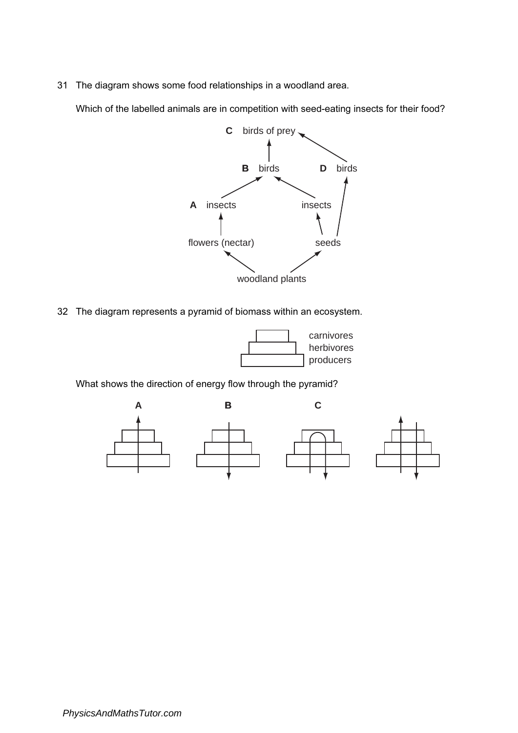31 The diagram shows some food relationships in a woodland area.

Which of the labelled animals are in competition with seed-eating insects for their food?

C birds of prey

B birds D birds

A insects insects

flowers (nectar) seeds

woodland plants

32 The diagram represents a pyramid of biomass within an ecosystem.

carnivores
herbivores
producers

What shows the direction of energy flow through the pyramid?

A B C D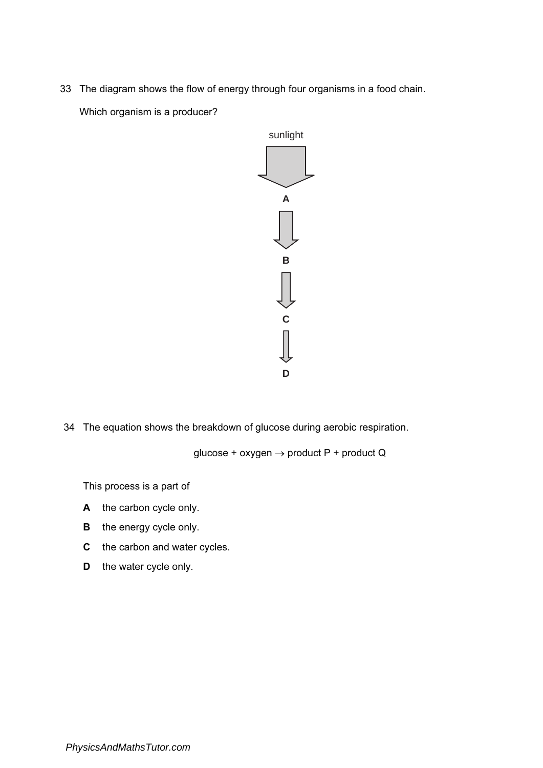33 The diagram shows the flow of energy through four organisms in a food chain.

Which organism is a producer?

sunlight

↓

**A**

↓

**B**

↓

**C**

↓

**D**

34 The equation shows the breakdown of glucose during aerobic respiration.

glucose + oxygen → product P + product Q

This process is a part of

**A** the carbon cycle only.

**B** the energy cycle only.

**C** the carbon and water cycles.

**D** the water cycle only.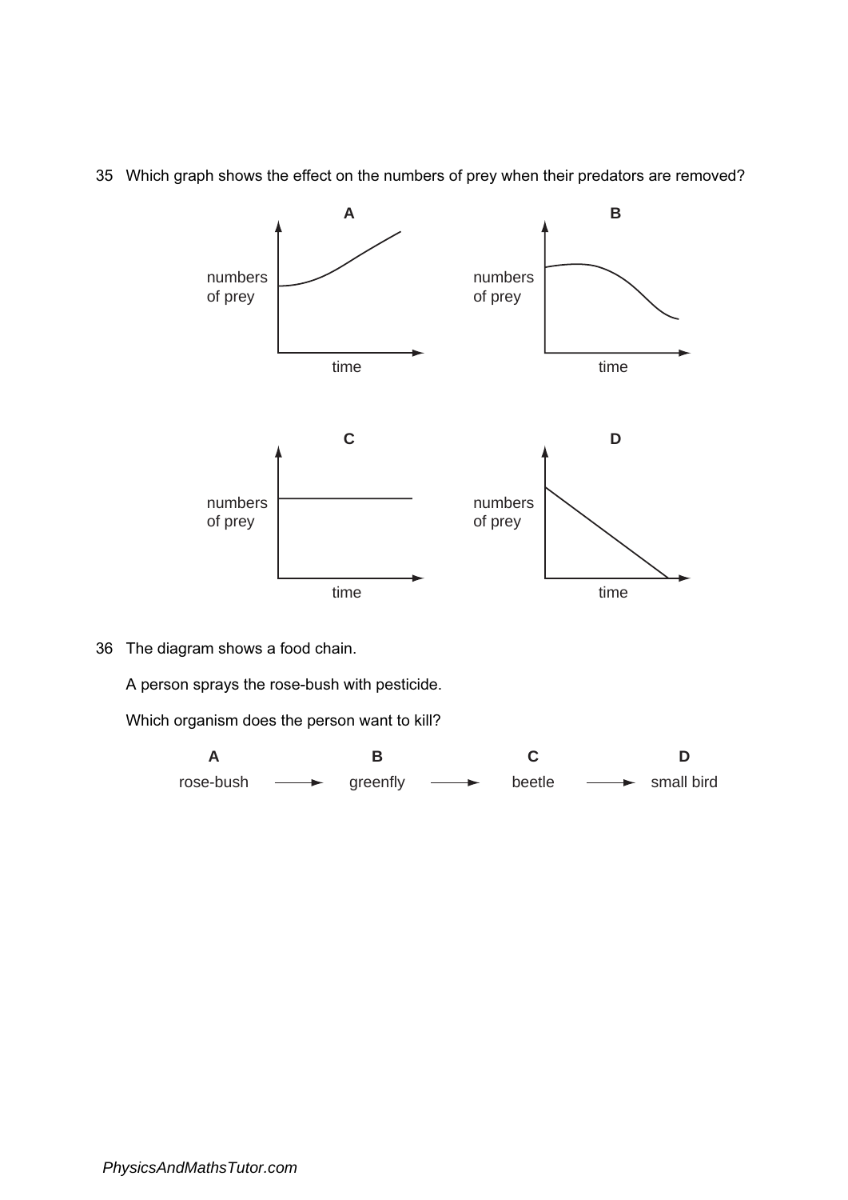35 Which graph shows the effect on the numbers of prey when their predators are removed?

**A**

numbers of prey

time

**B**

numbers of prey

time

**C**

numbers of prey

time

**D**

numbers of prey

time

36 The diagram shows a food chain.

A person sprays the rose-bush with pesticide.

Which organism does the person want to kill?

| **A** | | **B** | | **C** | | **D** |
|---|---|---|---|---|---|---|
| rose-bush | → | greenfly | → | beetle | → | small bird |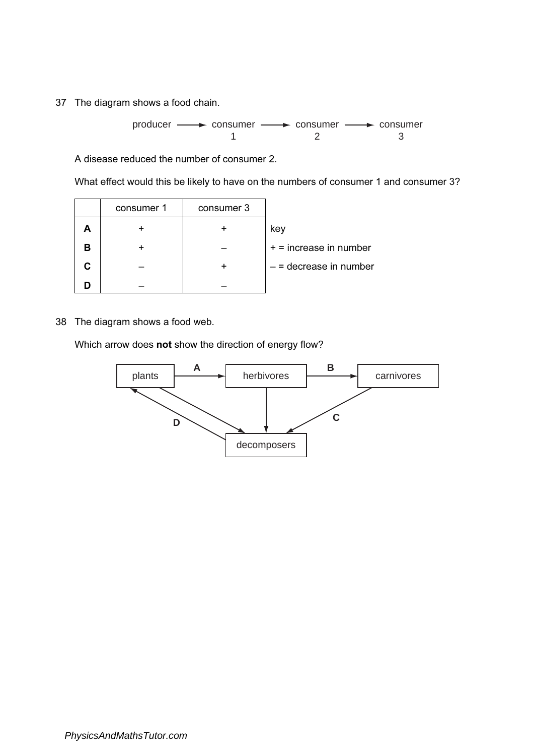37 The diagram shows a food chain.

producer ⟶ consumer 1 ⟶ consumer 2 ⟶ consumer 3

A disease reduced the number of consumer 2.

What effect would this be likely to have on the numbers of consumer 1 and consumer 3?

| | consumer 1 | consumer 3 |
|---|---|---|
| **A** | + | + |
| **B** | + | – |
| **C** | – | + |
| **D** | – | – |

key

+ = increase in number

– = decrease in number

38 The diagram shows a food web.

Which arrow does **not** show the direction of energy flow?

plants —A→ herbivores —B→ carnivores

plants → decomposers

herbivores → decomposers

carnivores —C→ decomposers

decomposers —D→ plants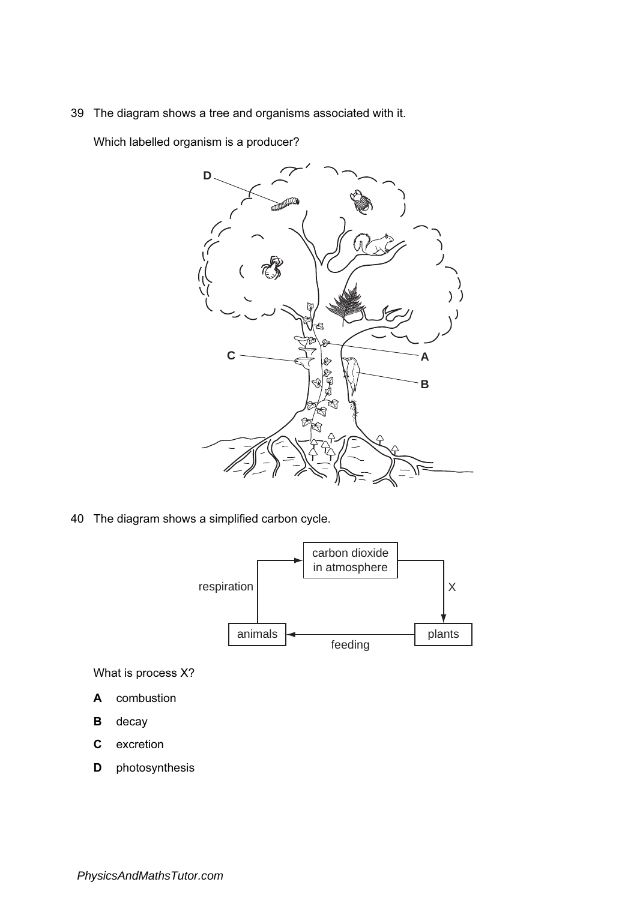39 The diagram shows a tree and organisms associated with it.

Which labelled organism is a producer?

40 The diagram shows a simplified carbon cycle.

What is process X?

**A** combustion

**B** decay

**C** excretion

**D** photosynthesis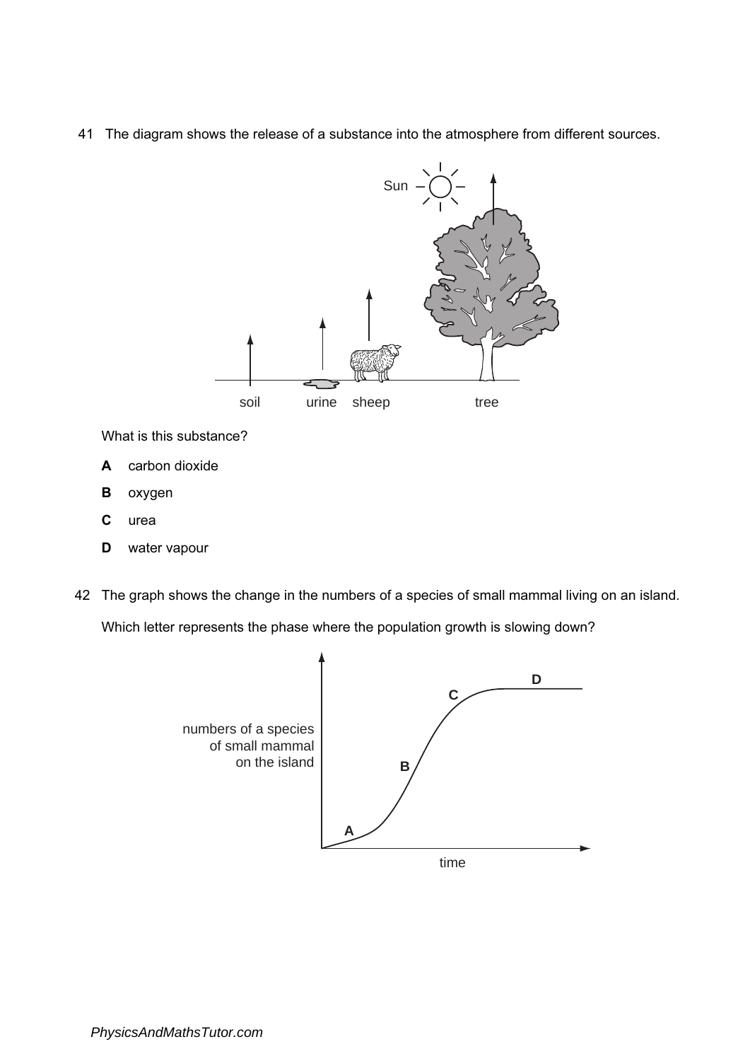41 The diagram shows the release of a substance into the atmosphere from different sources.

What is this substance?

**A** carbon dioxide

**B** oxygen

**C** urea

**D** water vapour

42 The graph shows the change in the numbers of a species of small mammal living on an island.

Which letter represents the phase where the population growth is slowing down?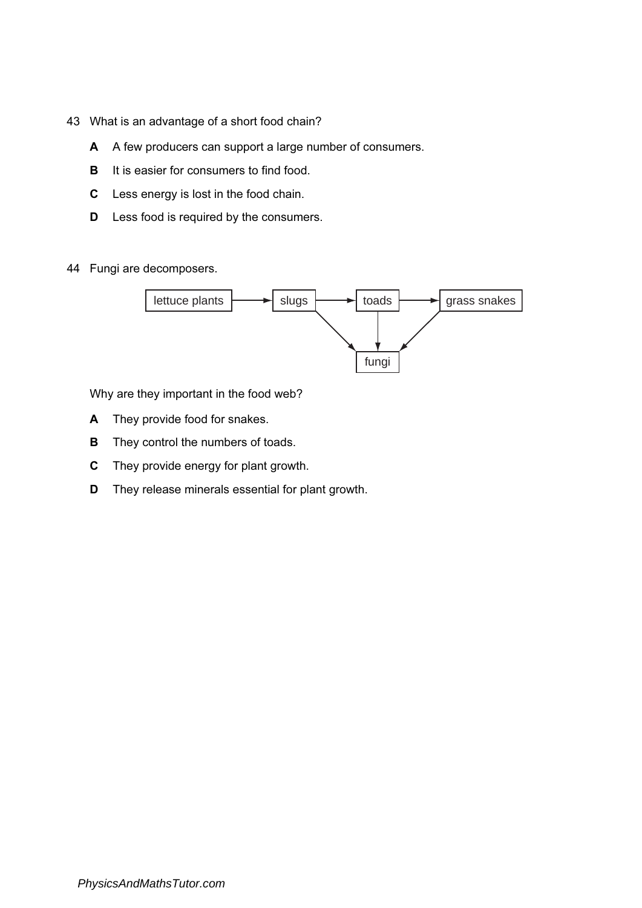43 What is an advantage of a short food chain?

**A** A few producers can support a large number of consumers.

**B** It is easier for consumers to find food.

**C** Less energy is lost in the food chain.

**D** Less food is required by the consumers.

44 Fungi are decomposers.

lettuce plants → slugs → toads → grass snakes

slugs → fungi

toads → fungi

grass snakes → fungi

Why are they important in the food web?

**A** They provide food for snakes.

**B** They control the numbers of toads.

**C** They provide energy for plant growth.

**D** They release minerals essential for plant growth.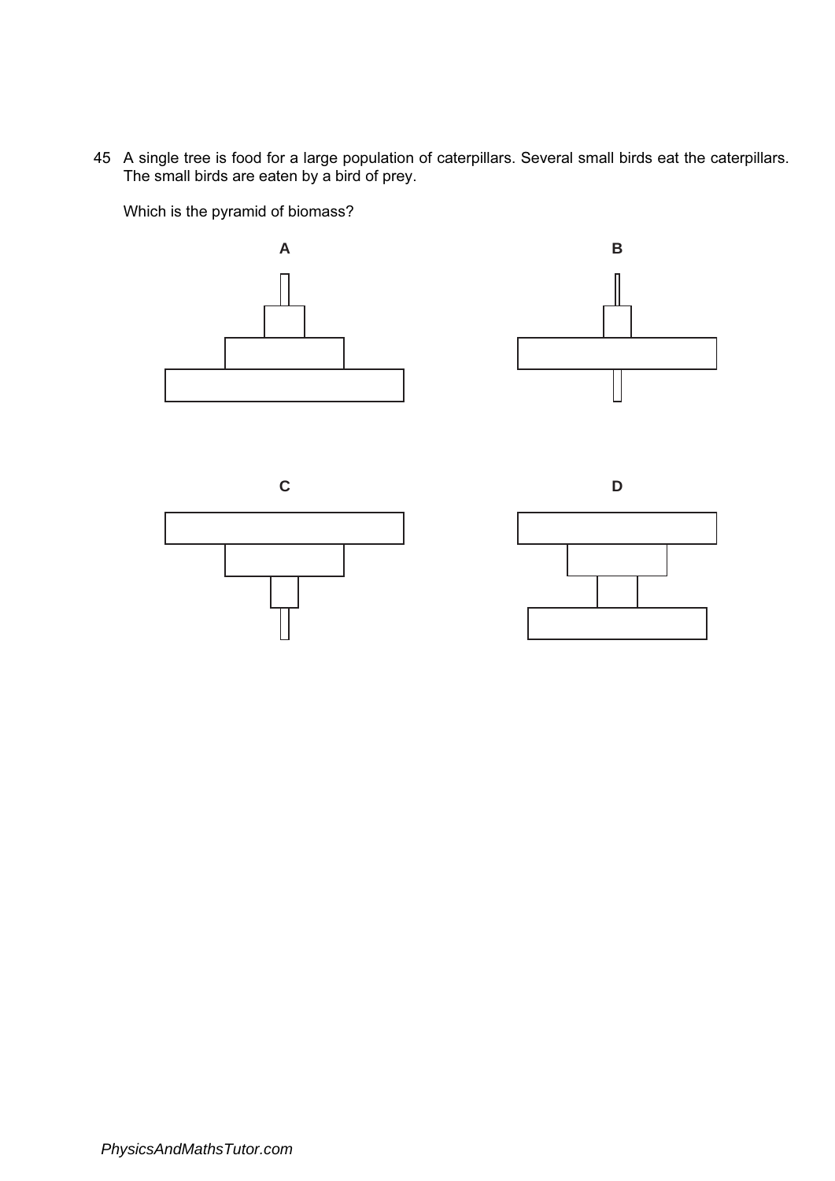45 A single tree is food for a large population of caterpillars. Several small birds eat the caterpillars. The small birds are eaten by a bird of prey.

Which is the pyramid of biomass?

A

B

C

D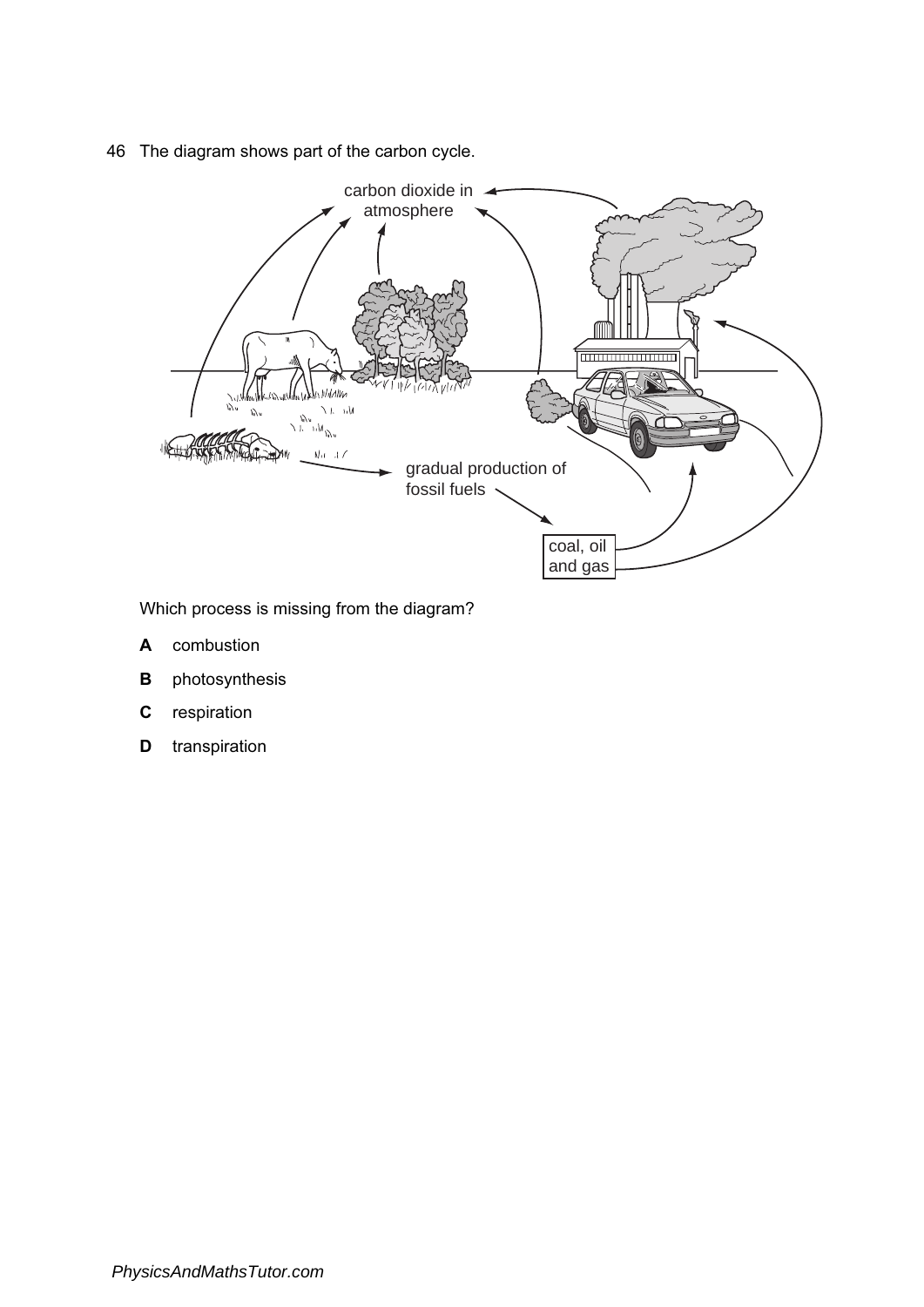46 The diagram shows part of the carbon cycle.

carbon dioxide in atmosphere

gradual production of fossil fuels

coal, oil and gas

Which process is missing from the diagram?

**A** combustion

**B** photosynthesis

**C** respiration

**D** transpiration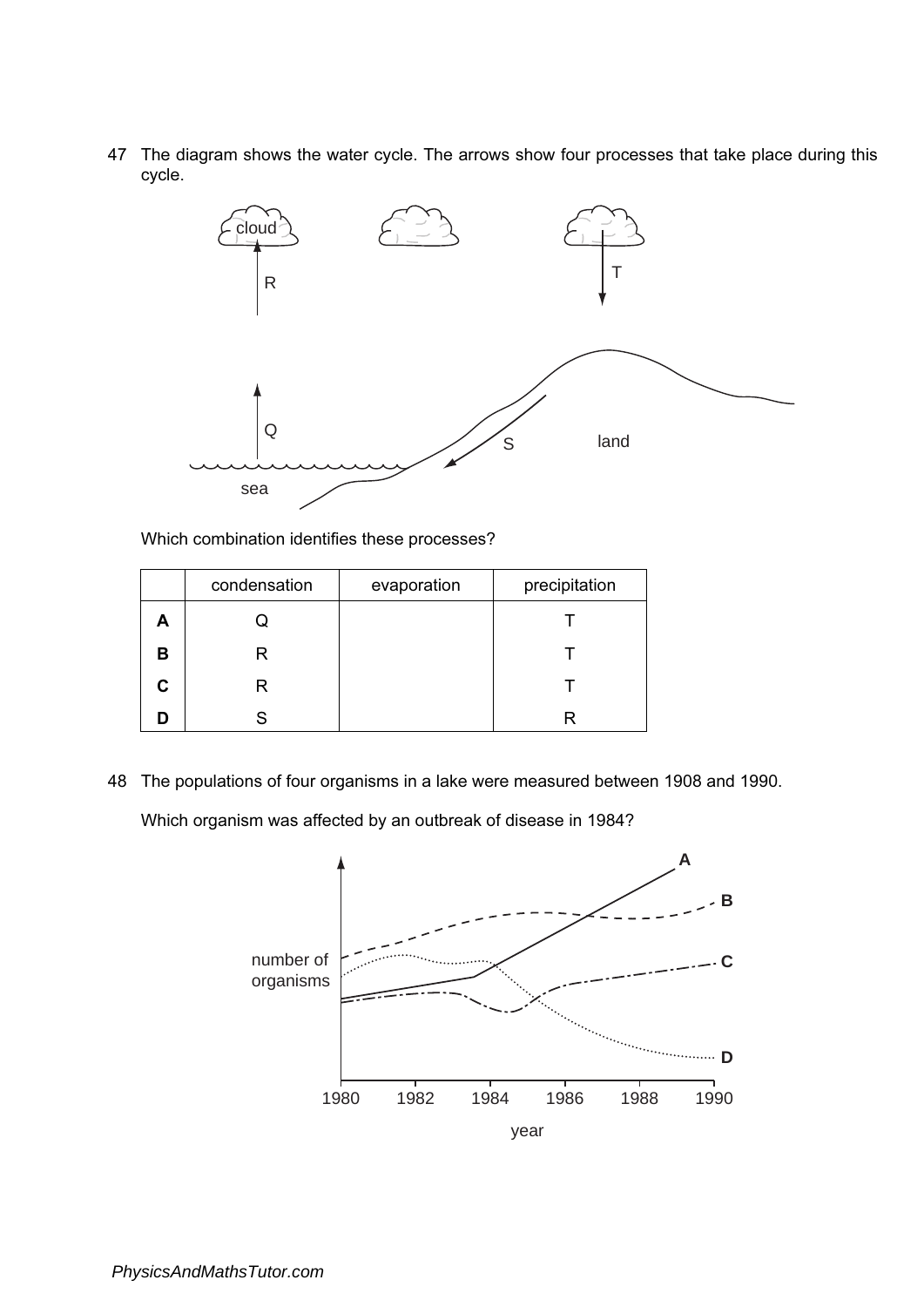47 The diagram shows the water cycle. The arrows show four processes that take place during this cycle.

Which combination identifies these processes?

| | condensation | evaporation | precipitation |
|---|---|---|---|
| **A** | Q | | T |
| **B** | R | | T |
| **C** | R | | T |
| **D** | S | | R |

48 The populations of four organisms in a lake were measured between 1908 and 1990.

Which organism was affected by an outbreak of disease in 1984?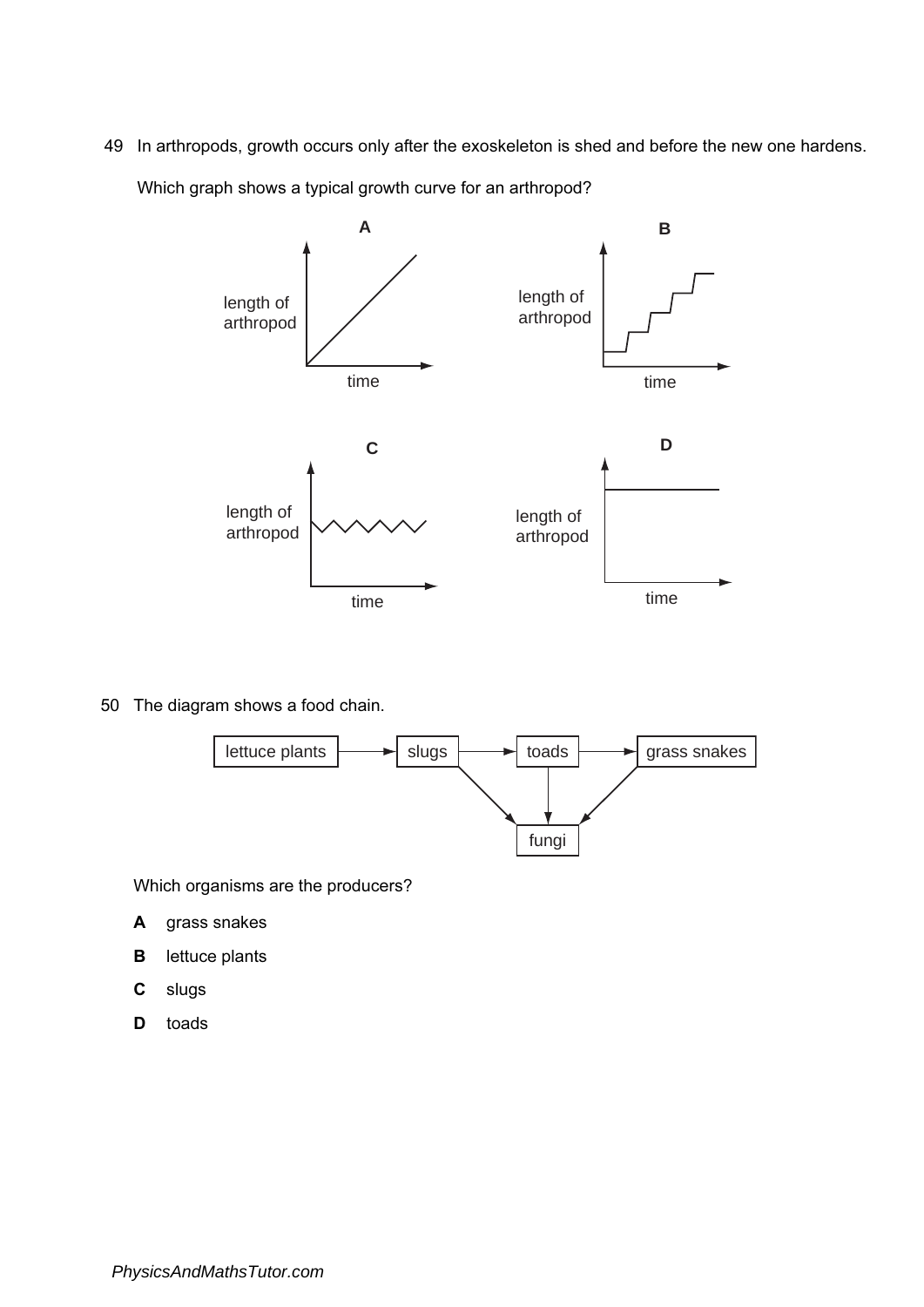49 In arthropods, growth occurs only after the exoskeleton is shed and before the new one hardens.

Which graph shows a typical growth curve for an arthropod?

A

length of arthropod

time

B

length of arthropod

time

C

length of arthropod

time

D

length of arthropod

time

50 The diagram shows a food chain.

lettuce plants → slugs → toads → grass snakes

slugs → fungi

toads → fungi

grass snakes → fungi

Which organisms are the producers?

**A** grass snakes

**B** lettuce plants

**C** slugs

**D** toads